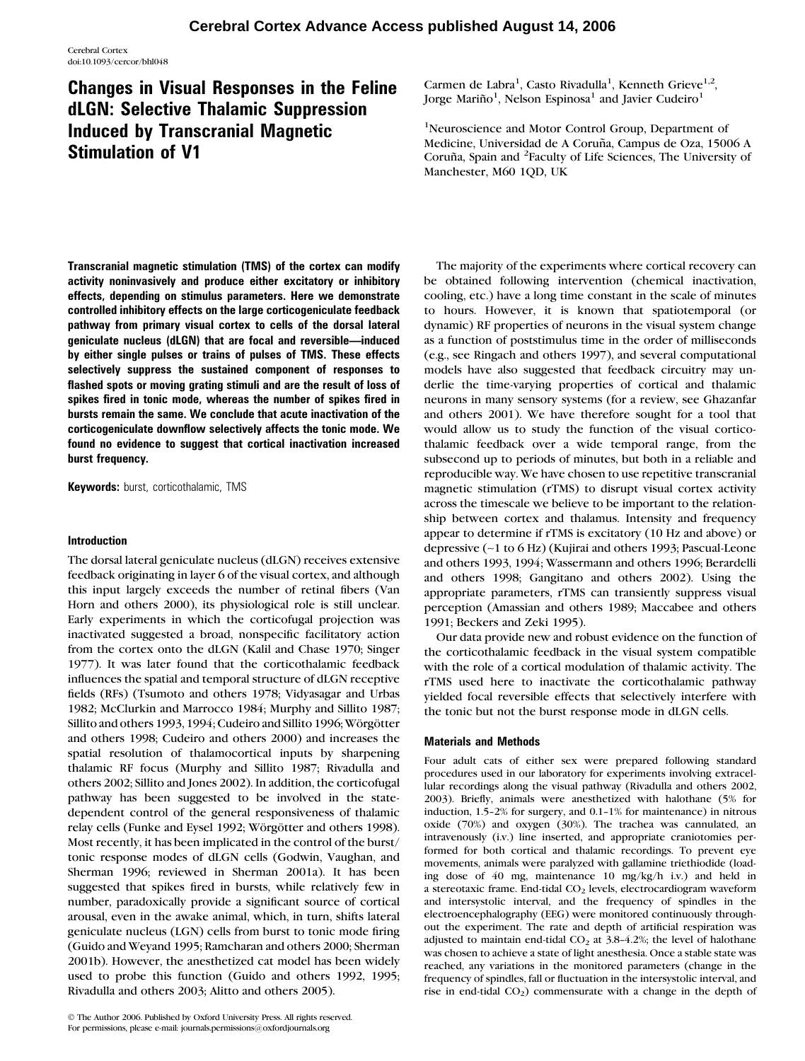# Changes in Visual Responses in the Feline dLGN: Selective Thalamic Suppression Induced by Transcranial Magnetic Stimulation of V1

Carmen de Labra[1], Casto Rivadulla[1], Kenneth Grieve[1,2], Jorge Mariño[1], Nelson Espinosa[1] and Javier Cudeiro[1]

[1]Neuroscience and Motor Control Group, Department of Medicine, Universidad de A Coruña, Campus de Oza, 15006 A Coruña, Spain and [2]Faculty of Life Sciences, The University of Manchester, M60 1QD, UK

**Transcranial magnetic stimulation (TMS) of the cortex can modify activity noninvasively and produce either excitatory or inhibitory effects, depending on stimulus parameters. Here we demonstrate controlled inhibitory effects on the large corticogeniculate feedback pathway from primary visual cortex to cells of the dorsal lateral geniculate nucleus (dLGN) that are focal and reversible—induced by either single pulses or trains of pulses of TMS. These effects selectively suppress the sustained component of responses to flashed spots or moving grating stimuli and are the result of loss of spikes fired in tonic mode, whereas the number of spikes fired in bursts remain the same. We conclude that acute inactivation of the corticogeniculate downflow selectively affects the tonic mode. We found no evidence to suggest that cortical inactivation increased burst frequency.**

**Keywords:** burst, corticothalamic, TMS

## Introduction

The dorsal lateral geniculate nucleus (dLGN) receives extensive feedback originating in layer 6 of the visual cortex, and although this input largely exceeds the number of retinal fibers (Van Horn and others 2000), its physiological role is still unclear. Early experiments in which the corticofugal projection was inactivated suggested a broad, nonspecific facilitatory action from the cortex onto the dLGN (Kalil and Chase 1970; Singer 1977). It was later found that the corticothalamic feedback influences the spatial and temporal structure of dLGN receptive fields (RFs) (Tsumoto and others 1978; Vidyasagar and Urbas 1982; McClurkin and Marrocco 1984; Murphy and Sillito 1987; Sillito and others 1993, 1994; Cudeiro and Sillito 1996; Wörgötter and others 1998; Cudeiro and others 2000) and increases the spatial resolution of thalamocortical inputs by sharpening thalamic RF focus (Murphy and Sillito 1987; Rivadulla and others 2002; Sillito and Jones 2002). In addition, the corticofugal pathway has been suggested to be involved in the state-dependent control of the general responsiveness of thalamic relay cells (Funke and Eysel 1992; Wörgötter and others 1998). Most recently, it has been implicated in the control of the burst/tonic response modes of dLGN cells (Godwin, Vaughan, and Sherman 1996; reviewed in Sherman 2001a). It has been suggested that spikes fired in bursts, while relatively few in number, paradoxically provide a significant source of cortical arousal, even in the awake animal, which, in turn, shifts lateral geniculate nucleus (LGN) cells from burst to tonic mode firing (Guido and Weyand 1995; Ramcharan and others 2000; Sherman 2001b). However, the anesthetized cat model has been widely used to probe this function (Guido and others 1992, 1995; Rivadulla and others 2003; Alitto and others 2005).

The majority of the experiments where cortical recovery can be obtained following intervention (chemical inactivation, cooling, etc.) have a long time constant in the scale of minutes to hours. However, it is known that spatiotemporal (or dynamic) RF properties of neurons in the visual system change as a function of poststimulus time in the order of milliseconds (e.g., see Ringach and others 1997), and several computational models have also suggested that feedback circuitry may underlie the time-varying properties of cortical and thalamic neurons in many sensory systems (for a review, see Ghazanfar and others 2001). We have therefore sought for a tool that would allow us to study the function of the visual corticothalamic feedback over a wide temporal range, from the subsecond up to periods of minutes, but both in a reliable and reproducible way. We have chosen to use repetitive transcranial magnetic stimulation (rTMS) to disrupt visual cortex activity across the timescale we believe to be important to the relationship between cortex and thalamus. Intensity and frequency appear to determine if rTMS is excitatory (10 Hz and above) or depressive (~1 to 6 Hz) (Kujirai and others 1993; Pascual-Leone and others 1993, 1994; Wassermann and others 1996; Berardelli and others 1998; Gangitano and others 2002). Using the appropriate parameters, rTMS can transiently suppress visual perception (Amassian and others 1989; Maccabee and others 1991; Beckers and Zeki 1995).

Our data provide new and robust evidence on the function of the corticothalamic feedback in the visual system compatible with the role of a cortical modulation of thalamic activity. The rTMS used here to inactivate the corticothalamic pathway yielded focal reversible effects that selectively interfere with the tonic but not the burst response mode in dLGN cells.

## Materials and Methods

Four adult cats of either sex were prepared following standard procedures used in our laboratory for experiments involving extracellular recordings along the visual pathway (Rivadulla and others 2002, 2003). Briefly, animals were anesthetized with halothane (5% for induction, 1.5–2% for surgery, and 0.1–1% for maintenance) in nitrous oxide (70%) and oxygen (30%). The trachea was cannulated, an intravenously (i.v.) line inserted, and appropriate craniotomies performed for both cortical and thalamic recordings. To prevent eye movements, animals were paralyzed with gallamine triethiodide (loading dose of 40 mg, maintenance 10 mg/kg/h i.v.) and held in a stereotaxic frame. End-tidal $CO_2$ levels, electrocardiogram waveform and intersystolic interval, and the frequency of spindles in the electroencephalography (EEG) were monitored continuously throughout the experiment. The rate and depth of artificial respiration was adjusted to maintain end-tidal $CO_2$ at 3.8–4.2%; the level of halothane was chosen to achieve a state of light anesthesia. Once a stable state was reached, any variations in the monitored parameters (change in the frequency of spindles, fall or fluctuation in the intersystolic interval, and rise in end-tidal $CO_2$) commensurate with a change in the depth of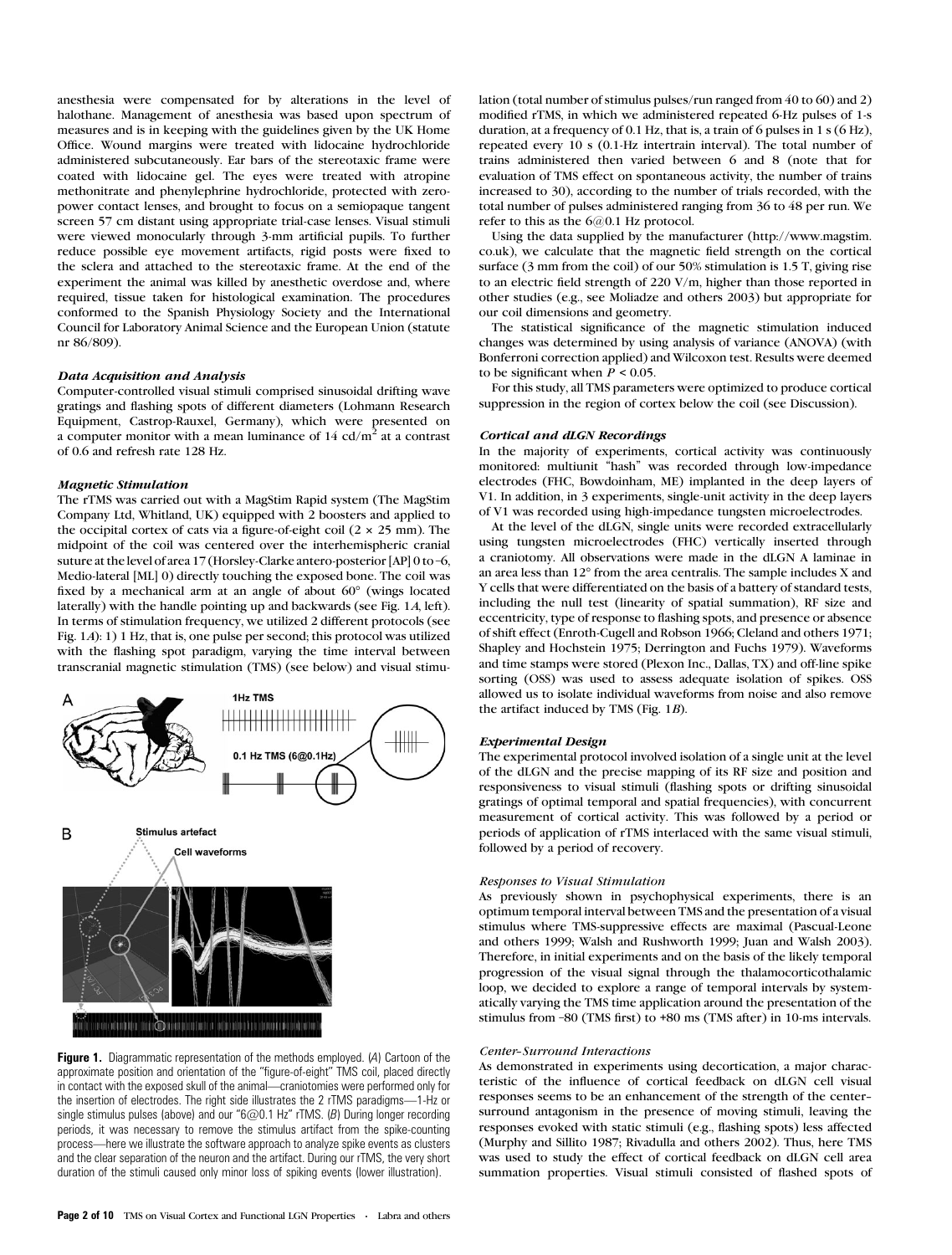anesthesia were compensated for by alterations in the level of halothane. Management of anesthesia was based upon spectrum of measures and is in keeping with the guidelines given by the UK Home Office. Wound margins were treated with lidocaine hydrochloride administered subcutaneously. Ear bars of the stereotaxic frame were coated with lidocaine gel. The eyes were treated with atropine methonitrate and phenylephrine hydrochloride, protected with zero-power contact lenses, and brought to focus on a semiopaque tangent screen 57 cm distant using appropriate trial-case lenses. Visual stimuli were viewed monocularly through 3-mm artificial pupils. To further reduce possible eye movement artifacts, rigid posts were fixed to the sclera and attached to the stereotaxic frame. At the end of the experiment the animal was killed by anesthetic overdose and, where required, tissue taken for histological examination. The procedures conformed to the Spanish Physiology Society and the International Council for Laboratory Animal Science and the European Union (statute nr 86/809).

#### *Data Acquisition and Analysis*

Computer-controlled visual stimuli comprised sinusoidal drifting wave gratings and flashing spots of different diameters (Lohmann Research Equipment, Castrop-Rauxel, Germany), which were presented on a computer monitor with a mean luminance of 14 cd/m$^2$ at a contrast of 0.6 and refresh rate 128 Hz.

#### *Magnetic Stimulation*

The rTMS was carried out with a MagStim Rapid system (The MagStim Company Ltd, Whitland, UK) equipped with 2 boosters and applied to the occipital cortex of cats via a figure-of-eight coil (2 × 25 mm). The midpoint of the coil was centered over the interhemispheric cranial suture at the level of area 17 (Horsley-Clarke antero-posterior [AP] 0 to −6, Medio-lateral [ML] 0) directly touching the exposed bone. The coil was fixed by a mechanical arm at an angle of about 60° (wings located laterally) with the handle pointing up and backwards (see Fig. 1A, left). In terms of stimulation frequency, we utilized 2 different protocols (see Fig. 1A): 1) 1 Hz, that is, one pulse per second; this protocol was utilized with the flashing spot paradigm, varying the time interval between transcranial magnetic stimulation (TMS) (see below) and visual stimulation (total number of stimulus pulses/run ranged from 40 to 60) and 2) modified rTMS, in which we administered repeated 6-Hz pulses of 1-s duration, at a frequency of 0.1 Hz, that is, a train of 6 pulses in 1 s (6 Hz), repeated every 10 s (0.1-Hz intertrain interval). The total number of trains administered then varied between 6 and 8 (note that for evaluation of TMS effect on spontaneous activity, the number of trains increased to 30), according to the number of trials recorded, with the total number of pulses administered ranging from 36 to 48 per run. We refer to this as the 6@0.1 Hz protocol.

Using the data supplied by the manufacturer (http://www.magstim.co.uk), we calculate that the magnetic field strength on the cortical surface (3 mm from the coil) of our 50% stimulation is 1.5 T, giving rise to an electric field strength of 220 V/m, higher than those reported in other studies (e.g., see Moliadze and others 2003) but appropriate for our coil dimensions and geometry.

The statistical significance of the magnetic stimulation induced changes was determined by using analysis of variance (ANOVA) (with Bonferroni correction applied) and Wilcoxon test. Results were deemed to be significant when $P < 0.05$.

For this study, all TMS parameters were optimized to produce cortical suppression in the region of cortex below the coil (see Discussion).

**Figure 1.** Diagrammatic representation of the methods employed. (*A*) Cartoon of the approximate position and orientation of the "figure-of-eight" TMS coil, placed directly in contact with the exposed skull of the animal—craniotomies were performed only for the insertion of electrodes. The right side illustrates the 2 rTMS paradigms—1-Hz or single stimulus pulses (above) and our "6@0.1 Hz" rTMS. (*B*) During longer recording periods, it was necessary to remove the stimulus artifact from the spike-counting process—here we illustrate the software approach to analyze spike events as clusters and the clear separation of the neuron and the artifact. During our rTMS, the very short duration of the stimuli caused only minor loss of spiking events (lower illustration).

#### *Cortical and dLGN Recordings*

In the majority of experiments, cortical activity was continuously monitored: multiunit "hash" was recorded through low-impedance electrodes (FHC, Bowdoinham, ME) implanted in the deep layers of V1. In addition, in 3 experiments, single-unit activity in the deep layers of V1 was recorded using high-impedance tungsten microelectrodes.

At the level of the dLGN, single units were recorded extracellularly using tungsten microelectrodes (FHC) vertically inserted through a craniotomy. All observations were made in the dLGN A laminae in an area less than 12° from the area centralis. The sample includes X and Y cells that were differentiated on the basis of a battery of standard tests, including the null test (linearity of spatial summation), RF size and eccentricity, type of response to flashing spots, and presence or absence of shift effect (Enroth-Cugell and Robson 1966; Cleland and others 1971; Shapley and Hochstein 1975; Derrington and Fuchs 1979). Waveforms and time stamps were stored (Plexon Inc., Dallas, TX) and off-line spike sorting (OSS) was used to assess adequate isolation of spikes. OSS allowed us to isolate individual waveforms from noise and also remove the artifact induced by TMS (Fig. 1*B*).

#### *Experimental Design*

The experimental protocol involved isolation of a single unit at the level of the dLGN and the precise mapping of its RF size and position and responsiveness to visual stimuli (flashing spots or drifting sinusoidal gratings of optimal temporal and spatial frequencies), with concurrent measurement of cortical activity. This was followed by a period or periods of application of rTMS interlaced with the same visual stimuli, followed by a period of recovery.

##### *Responses to Visual Stimulation*

As previously shown in psychophysical experiments, there is an optimum temporal interval between TMS and the presentation of a visual stimulus where TMS-suppressive effects are maximal (Pascual-Leone and others 1999; Walsh and Rushworth 1999; Juan and Walsh 2003). Therefore, in initial experiments and on the basis of the likely temporal progression of the visual signal through the thalamocorticothalamic loop, we decided to explore a range of temporal intervals by systematically varying the TMS time application around the presentation of the stimulus from −80 (TMS first) to +80 ms (TMS after) in 10-ms intervals.

##### *Center-Surround Interactions*

As demonstrated in experiments using decortication, a major characteristic of the influence of cortical feedback on dLGN cell visual responses seems to be an enhancement of the strength of the center–surround antagonism in the presence of moving stimuli, leaving the responses evoked with static stimuli (e.g., flashing spots) less affected (Murphy and Sillito 1987; Rivadulla and others 2002). Thus, here TMS was used to study the effect of cortical feedback on dLGN cell area summation properties. Visual stimuli consisted of flashed spots of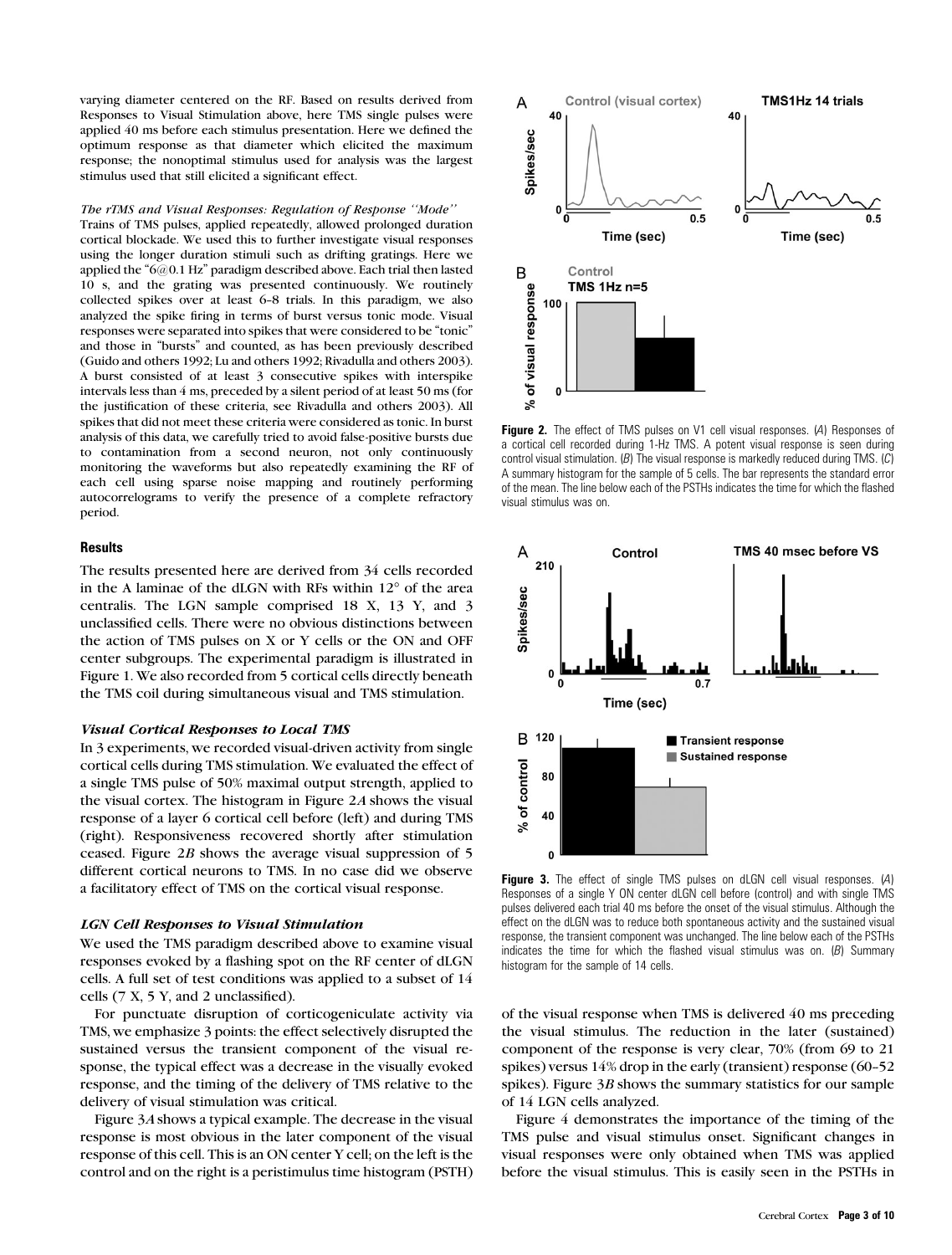varying diameter centered on the RF. Based on results derived from Responses to Visual Stimulation above, here TMS single pulses were applied 40 ms before each stimulus presentation. Here we defined the optimum response as that diameter which elicited the maximum response; the nonoptimal stimulus used for analysis was the largest stimulus used that still elicited a significant effect.

*The rTMS and Visual Responses: Regulation of Response ''Mode''*

Trains of TMS pulses, applied repeatedly, allowed prolonged duration cortical blockade. We used this to further investigate visual responses using the longer duration stimuli such as drifting gratings. Here we applied the "6@0.1 Hz" paradigm described above. Each trial then lasted 10 s, and the grating was presented continuously. We routinely collected spikes over at least 6–8 trials. In this paradigm, we also analyzed the spike firing in terms of burst versus tonic mode. Visual responses were separated into spikes that were considered to be "tonic" and those in "bursts" and counted, as has been previously described (Guido and others 1992; Lu and others 1992; Rivadulla and others 2003). A burst consisted of at least 3 consecutive spikes with interspike intervals less than 4 ms, preceded by a silent period of at least 50 ms (for the justification of these criteria, see Rivadulla and others 2003). All spikes that did not meet these criteria were considered as tonic. In burst analysis of this data, we carefully tried to avoid false-positive bursts due to contamination from a second neuron, not only continuously monitoring the waveforms but also repeatedly examining the RF of each cell using sparse noise mapping and routinely performing autocorrelograms to verify the presence of a complete refractory period.

## Results

The results presented here are derived from 34 cells recorded in the A laminae of the dLGN with RFs within 12° of the area centralis. The LGN sample comprised 18 X, 13 Y, and 3 unclassified cells. There were no obvious distinctions between the action of TMS pulses on X or Y cells or the ON and OFF center subgroups. The experimental paradigm is illustrated in Figure 1. We also recorded from 5 cortical cells directly beneath the TMS coil during simultaneous visual and TMS stimulation.

### *Visual Cortical Responses to Local TMS*

In 3 experiments, we recorded visual-driven activity from single cortical cells during TMS stimulation. We evaluated the effect of a single TMS pulse of 50% maximal output strength, applied to the visual cortex. The histogram in Figure 2*A* shows the visual response of a layer 6 cortical cell before (left) and during TMS (right). Responsiveness recovered shortly after stimulation ceased. Figure 2*B* shows the average visual suppression of 5 different cortical neurons to TMS. In no case did we observe a facilitatory effect of TMS on the cortical visual response.

### *LGN Cell Responses to Visual Stimulation*

We used the TMS paradigm described above to examine visual responses evoked by a flashing spot on the RF center of dLGN cells. A full set of test conditions was applied to a subset of 14 cells (7 X, 5 Y, and 2 unclassified).

For punctuate disruption of corticogeniculate activity via TMS, we emphasize 3 points: the effect selectively disrupted the sustained versus the transient component of the visual response, the typical effect was a decrease in the visually evoked response, and the timing of the delivery of TMS relative to the delivery of visual stimulation was critical.

Figure 3*A* shows a typical example. The decrease in the visual response is most obvious in the later component of the visual response of this cell. This is an ON center Y cell; on the left is the control and on the right is a peristimulus time histogram (PSTH) of the visual response when TMS is delivered 40 ms preceding the visual stimulus. The reduction in the later (sustained) component of the response is very clear, 70% (from 69 to 21 spikes) versus 14% drop in the early (transient) response (60–52 spikes). Figure 3*B* shows the summary statistics for our sample of 14 LGN cells analyzed.

Figure 4 demonstrates the importance of the timing of the TMS pulse and visual stimulus onset. Significant changes in visual responses were only obtained when TMS was applied before the visual stimulus. This is easily seen in the PSTHs in

**Figure 2.** The effect of TMS pulses on V1 cell visual responses. (*A*) Responses of a cortical cell recorded during 1-Hz TMS. A potent visual response is seen during control visual stimulation. (*B*) The visual response is markedly reduced during TMS. (*C*) A summary histogram for the sample of 5 cells. The bar represents the standard error of the mean. The line below each of the PSTHs indicates the time for which the flashed visual stimulus was on.

**Figure 3.** The effect of single TMS pulses on dLGN cell visual responses. (*A*) Responses of a single Y ON center dLGN cell before (control) and with single TMS pulses delivered each trial 40 ms before the onset of the visual stimulus. Although the effect on the dLGN was to reduce both spontaneous activity and the sustained visual response, the transient component was unchanged. The line below each of the PSTHs indicates the time for which the flashed visual stimulus was on. (*B*) Summary histogram for the sample of 14 cells.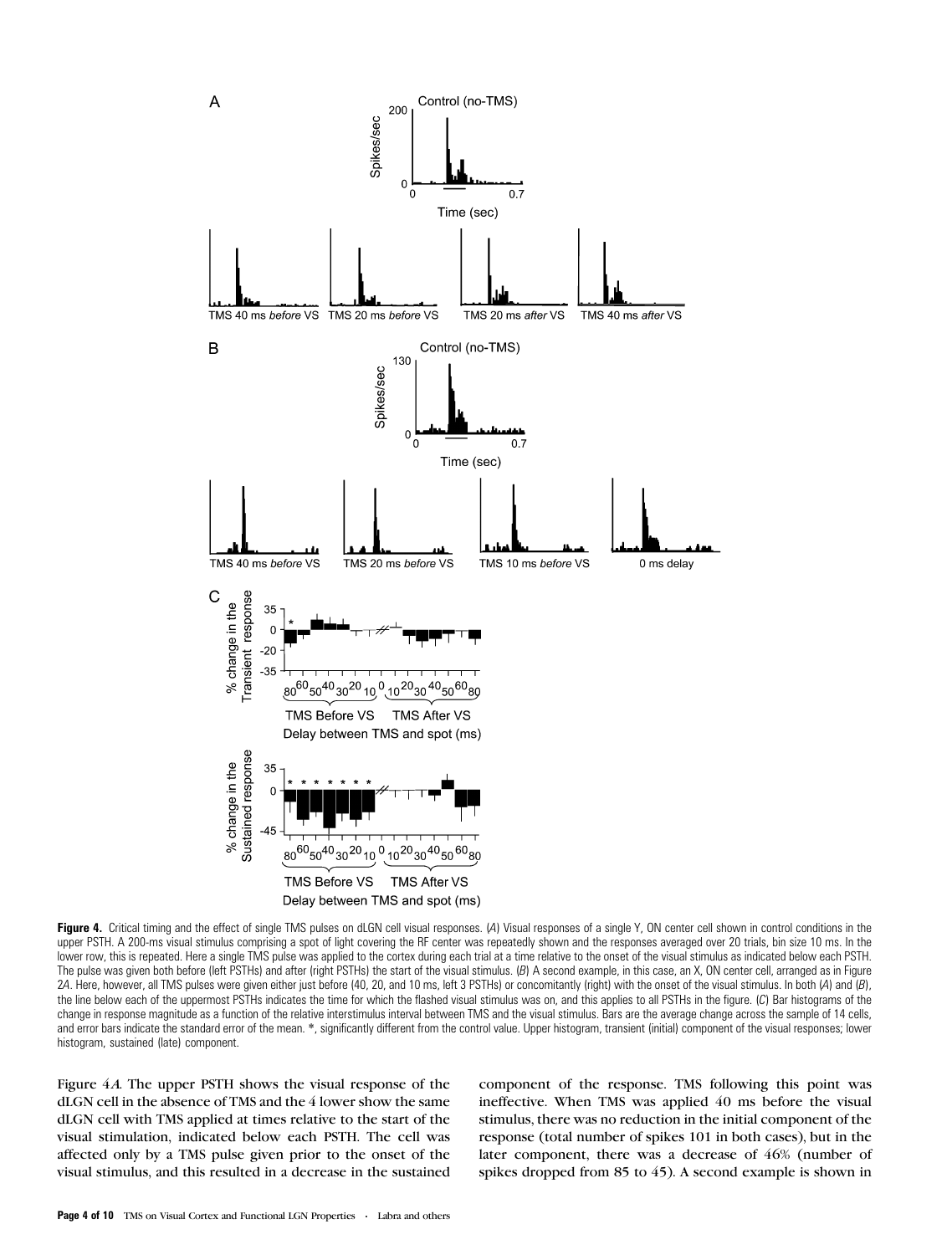**Figure 4.** Critical timing and the effect of single TMS pulses on dLGN cell visual responses. (*A*) Visual responses of a single Y, ON center cell shown in control conditions in the upper PSTH. A 200-ms visual stimulus comprising a spot of light covering the RF center was repeatedly shown and the responses averaged over 20 trials, bin size 10 ms. In the lower row, this is repeated. Here a single TMS pulse was applied to the cortex during each trial at a time relative to the onset of the visual stimulus as indicated below each PSTH. The pulse was given both before (left PSTHs) and after (right PSTHs) the start of the visual stimulus. (*B*) A second example, in this case, an X, ON center cell, arranged as in Figure 2*A*. Here, however, all TMS pulses were given either just before (40, 20, and 10 ms, left 3 PSTHs) or concomitantly (right) with the onset of the visual stimulus. In both (*A*) and (*B*), the line below each of the uppermost PSTHs indicates the time for which the flashed visual stimulus was on, and this applies to all PSTHs in the figure. (*C*) Bar histograms of the change in response magnitude as a function of the relative interstimulus interval between TMS and the visual stimulus. Bars are the average change across the sample of 14 cells, and error bars indicate the standard error of the mean. *, significantly different from the control value. Upper histogram, transient (initial) component of the visual responses; lower histogram, sustained (late) component.

Figure 4*A*. The upper PSTH shows the visual response of the dLGN cell in the absence of TMS and the 4 lower show the same dLGN cell with TMS applied at times relative to the start of the visual stimulation, indicated below each PSTH. The cell was affected only by a TMS pulse given prior to the onset of the visual stimulus, and this resulted in a decrease in the sustained component of the response. TMS following this point was ineffective. When TMS was applied 40 ms before the visual stimulus, there was no reduction in the initial component of the response (total number of spikes 101 in both cases), but in the later component, there was a decrease of 46% (number of spikes dropped from 85 to 45). A second example is shown in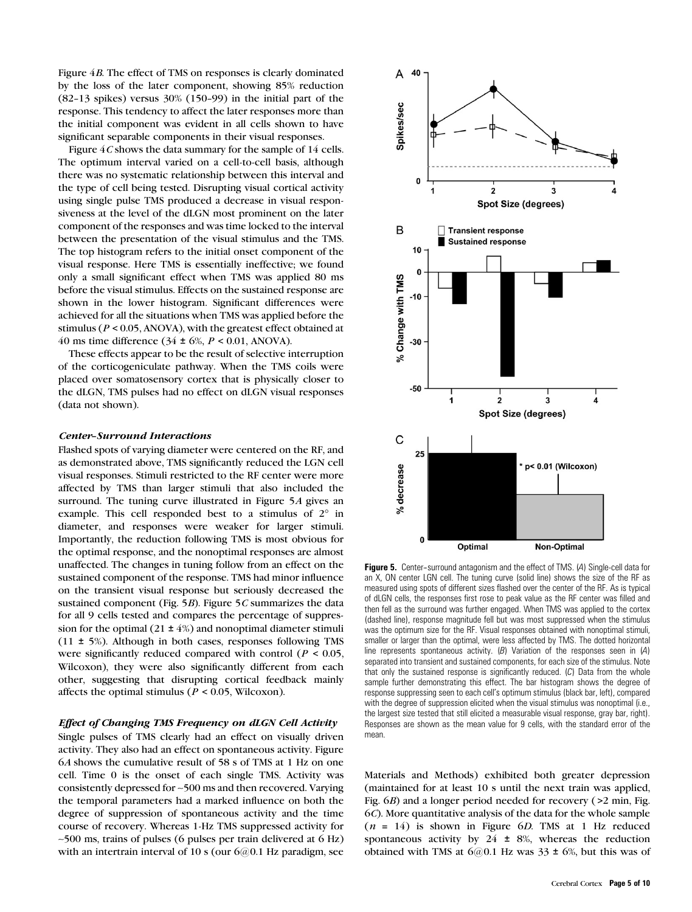Figure 4*B*. The effect of TMS on responses is clearly dominated by the loss of the later component, showing 85% reduction (82–13 spikes) versus 30% (150–99) in the initial part of the response. This tendency to affect the later responses more than the initial component was evident in all cells shown to have significant separable components in their visual responses.

Figure 4*C* shows the data summary for the sample of 14 cells. The optimum interval varied on a cell-to-cell basis, although there was no systematic relationship between this interval and the type of cell being tested. Disrupting visual cortical activity using single pulse TMS produced a decrease in visual responsiveness at the level of the dLGN most prominent on the later component of the responses and was time locked to the interval between the presentation of the visual stimulus and the TMS. The top histogram refers to the initial onset component of the visual response. Here TMS is essentially ineffective; we found only a small significant effect when TMS was applied 80 ms before the visual stimulus. Effects on the sustained response are shown in the lower histogram. Significant differences were achieved for all the situations when TMS was applied before the stimulus ($P < 0.05$, ANOVA), with the greatest effect obtained at 40 ms time difference (34 ± 6%, $P < 0.01$, ANOVA).

These effects appear to be the result of selective interruption of the corticogeniculate pathway. When the TMS coils were placed over somatosensory cortex that is physically closer to the dLGN, TMS pulses had no effect on dLGN visual responses (data not shown).

### *Center–Surround Interactions*

Flashed spots of varying diameter were centered on the RF, and as demonstrated above, TMS significantly reduced the LGN cell visual responses. Stimuli restricted to the RF center were more affected by TMS than larger stimuli that also included the surround. The tuning curve illustrated in Figure 5*A* gives an example. This cell responded best to a stimulus of 2° in diameter, and responses were weaker for larger stimuli. Importantly, the reduction following TMS is most obvious for the optimal response, and the nonoptimal responses are almost unaffected. The changes in tuning follow from an effect on the sustained component of the response. TMS had minor influence on the transient visual response but seriously decreased the sustained component (Fig. 5*B*). Figure 5*C* summarizes the data for all 9 cells tested and compares the percentage of suppression for the optimal (21 ± 4%) and nonoptimal diameter stimuli (11 ± 5%). Although in both cases, responses following TMS were significantly reduced compared with control ($P < 0.05$, Wilcoxon), they were also significantly different from each other, suggesting that disrupting cortical feedback mainly affects the optimal stimulus ($P < 0.05$, Wilcoxon).

### *Effect of Changing TMS Frequency on dLGN Cell Activity*

Single pulses of TMS clearly had an effect on visually driven activity. They also had an effect on spontaneous activity. Figure 6*A* shows the cumulative result of 58 s of TMS at 1 Hz on one cell. Time 0 is the onset of each single TMS. Activity was consistently depressed for ~500 ms and then recovered. Varying the temporal parameters had a marked influence on both the degree of suppression of spontaneous activity and the time course of recovery. Whereas 1-Hz TMS suppressed activity for ~500 ms, trains of pulses (6 pulses per train delivered at 6 Hz) with an intertrain interval of 10 s (our 6@0.1 Hz paradigm, see Materials and Methods) exhibited both greater depression (maintained for at least 10 s until the next train was applied, Fig. 6*B*) and a longer period needed for recovery (>2 min, Fig. 6*C*). More quantitative analysis of the data for the whole sample ($n = 14$) is shown in Figure 6*D*. TMS at 1 Hz reduced spontaneous activity by 24 ± 8%, whereas the reduction obtained with TMS at 6@0.1 Hz was 33 ± 6%, but this was of

**Figure 5.** Center–surround antagonism and the effect of TMS. (*A*) Single-cell data for an X, ON center LGN cell. The tuning curve (solid line) shows the size of the RF as measured using spots of different sizes flashed over the center of the RF. As is typical of dLGN cells, the responses first rose to peak value as the RF center was filled and then fell as the surround was further engaged. When TMS was applied to the cortex (dashed line), response magnitude fell but was most suppressed when the stimulus was the optimum size for the RF. Visual responses obtained with nonoptimal stimuli, smaller or larger than the optimal, were less affected by TMS. The dotted horizontal line represents spontaneous activity. (*B*) Variation of the responses seen in (*A*) separated into transient and sustained components, for each size of the stimulus. Note that only the sustained response is significantly reduced. (*C*) Data from the whole sample further demonstrating this effect. The bar histogram shows the degree of response suppressing seen to each cell's optimum stimulus (black bar, left), compared with the degree of suppression elicited when the visual stimulus was nonoptimal (i.e., the largest size tested that still elicited a measurable visual response, gray bar, right). Responses are shown as the mean value for 9 cells, with the standard error of the mean.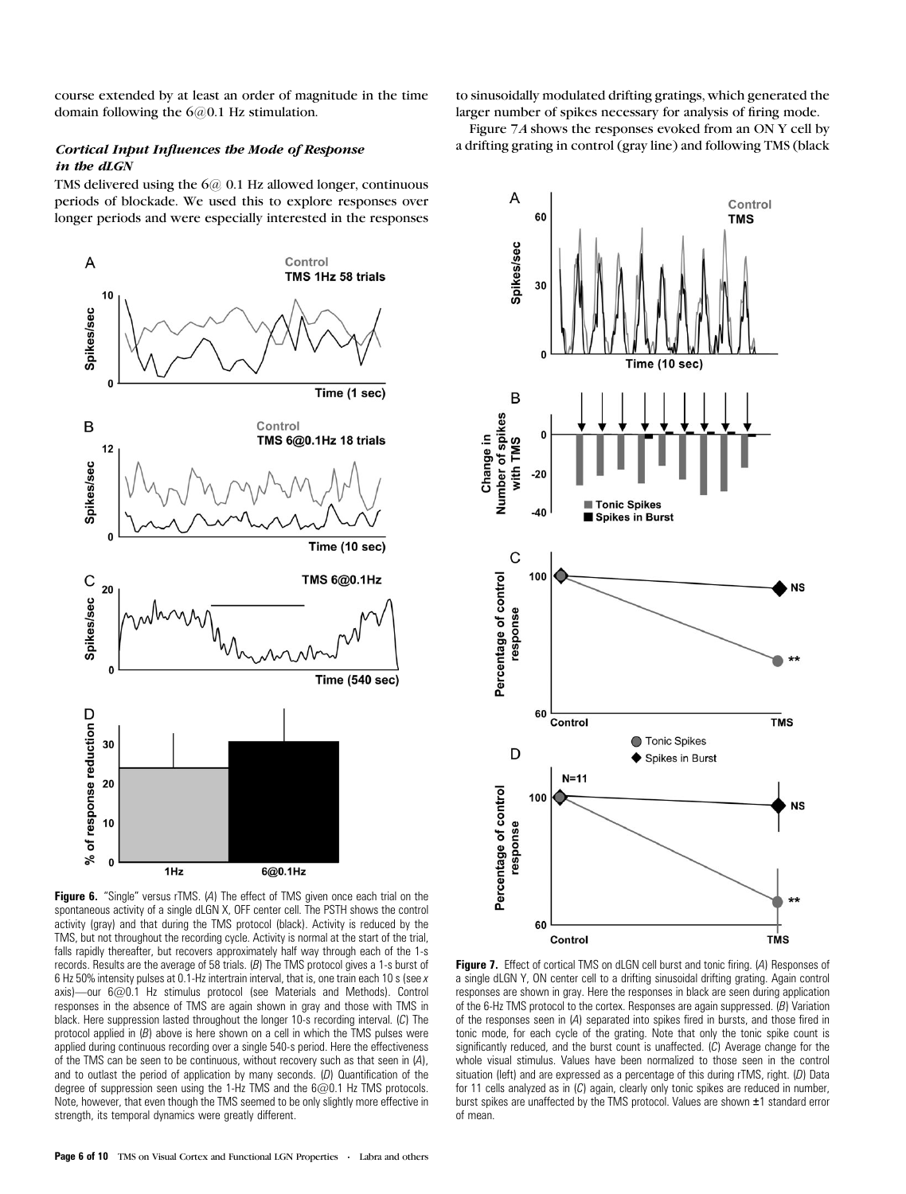course extended by at least an order of magnitude in the time domain following the 6@0.1 Hz stimulation.

### *Cortical Input Influences the Mode of Response in the dLGN*

TMS delivered using the 6@ 0.1 Hz allowed longer, continuous periods of blockade. We used this to explore responses over longer periods and were especially interested in the responses to sinusoidally modulated drifting gratings, which generated the larger number of spikes necessary for analysis of firing mode.

Figure 7*A* shows the responses evoked from an ON Y cell by a drifting grating in control (gray line) and following TMS (black

**Figure 6.** "Single" versus rTMS. (*A*) The effect of TMS given once each trial on the spontaneous activity of a single dLGN X, OFF center cell. The PSTH shows the control activity (gray) and that during the TMS protocol (black). Activity is reduced by the TMS, but not throughout the recording cycle. Activity is normal at the start of the trial, falls rapidly thereafter, but recovers approximately half way through each of the 1-s records. Results are the average of 58 trials. (*B*) The TMS protocol gives a 1-s burst of 6 Hz 50% intensity pulses at 0.1-Hz intertrain interval, that is, one train each 10 s (see *x* axis)—our 6@0.1 Hz stimulus protocol (see Materials and Methods). Control responses in the absence of TMS are again shown in gray and those with TMS in black. Here suppression lasted throughout the longer 10-s recording interval. (*C*) The protocol applied in (*B*) above is here shown on a cell in which the TMS pulses were applied during continuous recording over a single 540-s period. Here the effectiveness of the TMS can be seen to be continuous, without recovery such as that seen in (*A*), and to outlast the period of application by many seconds. (*D*) Quantification of the degree of suppression seen using the 1-Hz TMS and the 6@0.1 Hz TMS protocols. Note, however, that even though the TMS seemed to be only slightly more effective in strength, its temporal dynamics were greatly different.

**Figure 7.** Effect of cortical TMS on dLGN cell burst and tonic firing. (*A*) Responses of a single dLGN Y, ON center cell to a drifting sinusoidal drifting grating. Again control responses are shown in gray. Here the responses in black are seen during application of the 6-Hz TMS protocol to the cortex. Responses are again suppressed. (*B*) Variation of the responses seen in (*A*) separated into spikes fired in bursts, and those fired in tonic mode, for each cycle of the grating. Note that only the tonic spike count is significantly reduced, and the burst count is unaffected. (*C*) Average change for the whole visual stimulus. Values have been normalized to those seen in the control situation (left) and are expressed as a percentage of this during rTMS, right. (*D*) Data for 11 cells analyzed as in (*C*) again, clearly only tonic spikes are reduced in number, burst spikes are unaffected by the TMS protocol. Values are shown ±1 standard error of mean.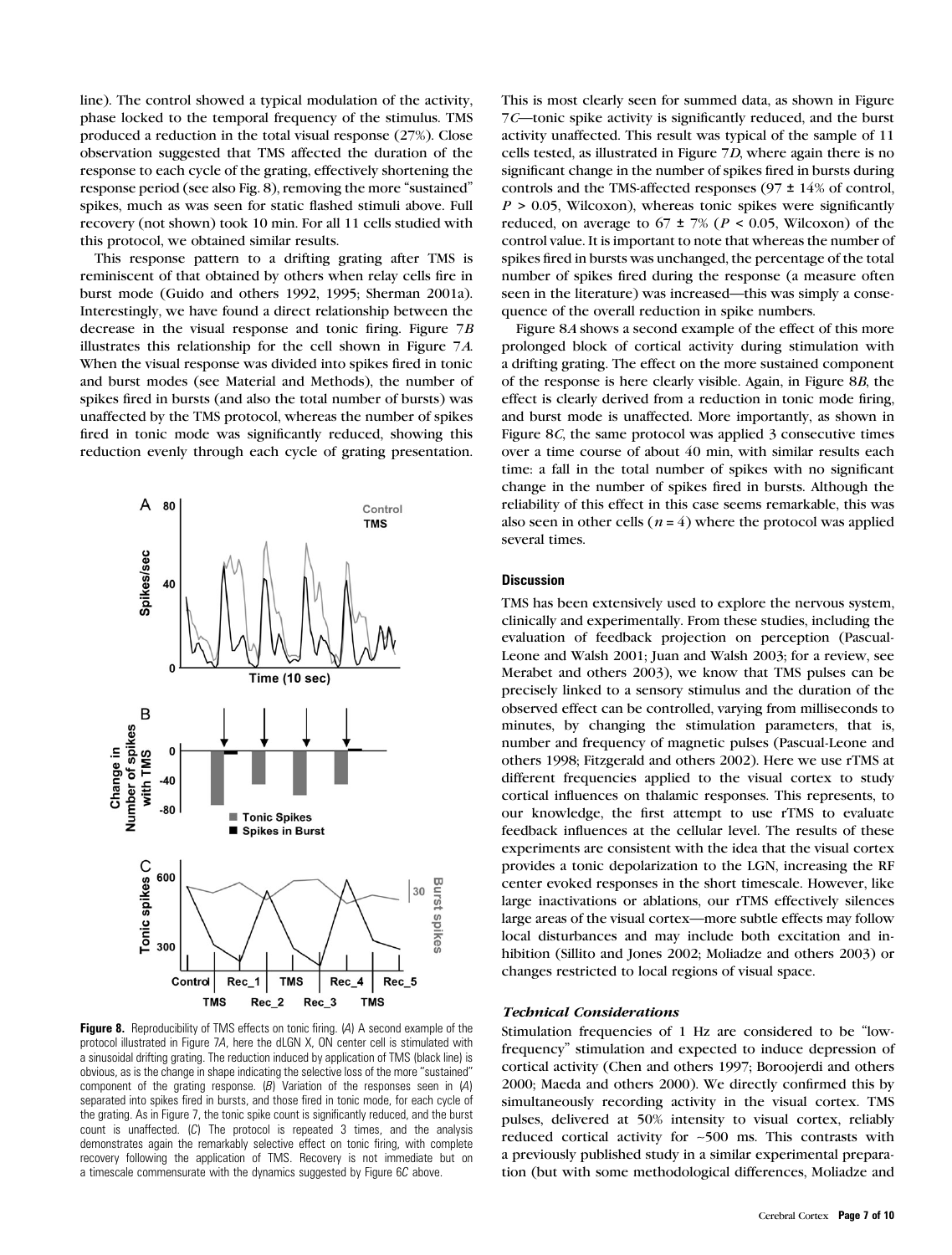line). The control showed a typical modulation of the activity, phase locked to the temporal frequency of the stimulus. TMS produced a reduction in the total visual response (27%). Close observation suggested that TMS affected the duration of the response to each cycle of the grating, effectively shortening the response period (see also Fig. 8), removing the more "sustained" spikes, much as was seen for static flashed stimuli above. Full recovery (not shown) took 10 min. For all 11 cells studied with this protocol, we obtained similar results.

This response pattern to a drifting grating after TMS is reminiscent of that obtained by others when relay cells fire in burst mode (Guido and others 1992, 1995; Sherman 2001a). Interestingly, we have found a direct relationship between the decrease in the visual response and tonic firing. Figure 7*B* illustrates this relationship for the cell shown in Figure 7*A*. When the visual response was divided into spikes fired in tonic and burst modes (see Material and Methods), the number of spikes fired in bursts (and also the total number of bursts) was unaffected by the TMS protocol, whereas the number of spikes fired in tonic mode was significantly reduced, showing this reduction evenly through each cycle of grating presentation. This is most clearly seen for summed data, as shown in Figure 7*C*—tonic spike activity is significantly reduced, and the burst activity unaffected. This result was typical of the sample of 11 cells tested, as illustrated in Figure 7*D*, where again there is no significant change in the number of spikes fired in bursts during controls and the TMS-affected responses (97 ± 14% of control, $P > 0.05$, Wilcoxon), whereas tonic spikes were significantly reduced, on average to 67 ± 7% ($P < 0.05$, Wilcoxon) of the control value. It is important to note that whereas the number of spikes fired in bursts was unchanged, the percentage of the total number of spikes fired during the response (a measure often seen in the literature) was increased—this was simply a consequence of the overall reduction in spike numbers.

Figure 8*A* shows a second example of the effect of this more prolonged block of cortical activity during stimulation with a drifting grating. The effect on the more sustained component of the response is here clearly visible. Again, in Figure 8*B*, the effect is clearly derived from a reduction in tonic mode firing, and burst mode is unaffected. More importantly, as shown in Figure 8*C*, the same protocol was applied 3 consecutive times over a time course of about 40 min, with similar results each time: a fall in the total number of spikes with no significant change in the number of spikes fired in bursts. Although the reliability of this effect in this case seems remarkable, this was also seen in other cells ($n = 4$) where the protocol was applied several times.

**Figure 8.** Reproducibility of TMS effects on tonic firing. (*A*) A second example of the protocol illustrated in Figure 7*A*, here the dLGN X, ON center cell is stimulated with a sinusoidal drifting grating. The reduction induced by application of TMS (black line) is obvious, as is the change in shape indicating the selective loss of the more "sustained" component of the grating response. (*B*) Variation of the responses seen in (*A*) separated into spikes fired in bursts, and those fired in tonic mode, for each cycle of the grating. As in Figure 7, the tonic spike count is significantly reduced, and the burst count is unaffected. (*C*) The protocol is repeated 3 times, and the analysis demonstrates again the remarkably selective effect on tonic firing, with complete recovery following the application of TMS. Recovery is not immediate but on a timescale commensurate with the dynamics suggested by Figure 6*C* above.

## Discussion

TMS has been extensively used to explore the nervous system, clinically and experimentally. From these studies, including the evaluation of feedback projection on perception (Pascual-Leone and Walsh 2001; Juan and Walsh 2003; for a review, see Merabet and others 2003), we know that TMS pulses can be precisely linked to a sensory stimulus and the duration of the observed effect can be controlled, varying from milliseconds to minutes, by changing the stimulation parameters, that is, number and frequency of magnetic pulses (Pascual-Leone and others 1998; Fitzgerald and others 2002). Here we use rTMS at different frequencies applied to the visual cortex to study cortical influences on thalamic responses. This represents, to our knowledge, the first attempt to use rTMS to evaluate feedback influences at the cellular level. The results of these experiments are consistent with the idea that the visual cortex provides a tonic depolarization to the LGN, increasing the RF center evoked responses in the short timescale. However, like large inactivations or ablations, our rTMS effectively silences large areas of the visual cortex—more subtle effects may follow local disturbances and may include both excitation and inhibition (Sillito and Jones 2002; Moliadze and others 2003) or changes restricted to local regions of visual space.

### *Technical Considerations*

Stimulation frequencies of 1 Hz are considered to be "low-frequency" stimulation and expected to induce depression of cortical activity (Chen and others 1997; Boroojerdi and others 2000; Maeda and others 2000). We directly confirmed this by simultaneously recording activity in the visual cortex. TMS pulses, delivered at 50% intensity to visual cortex, reliably reduced cortical activity for ~500 ms. This contrasts with a previously published study in a similar experimental preparation (but with some methodological differences, Moliadze and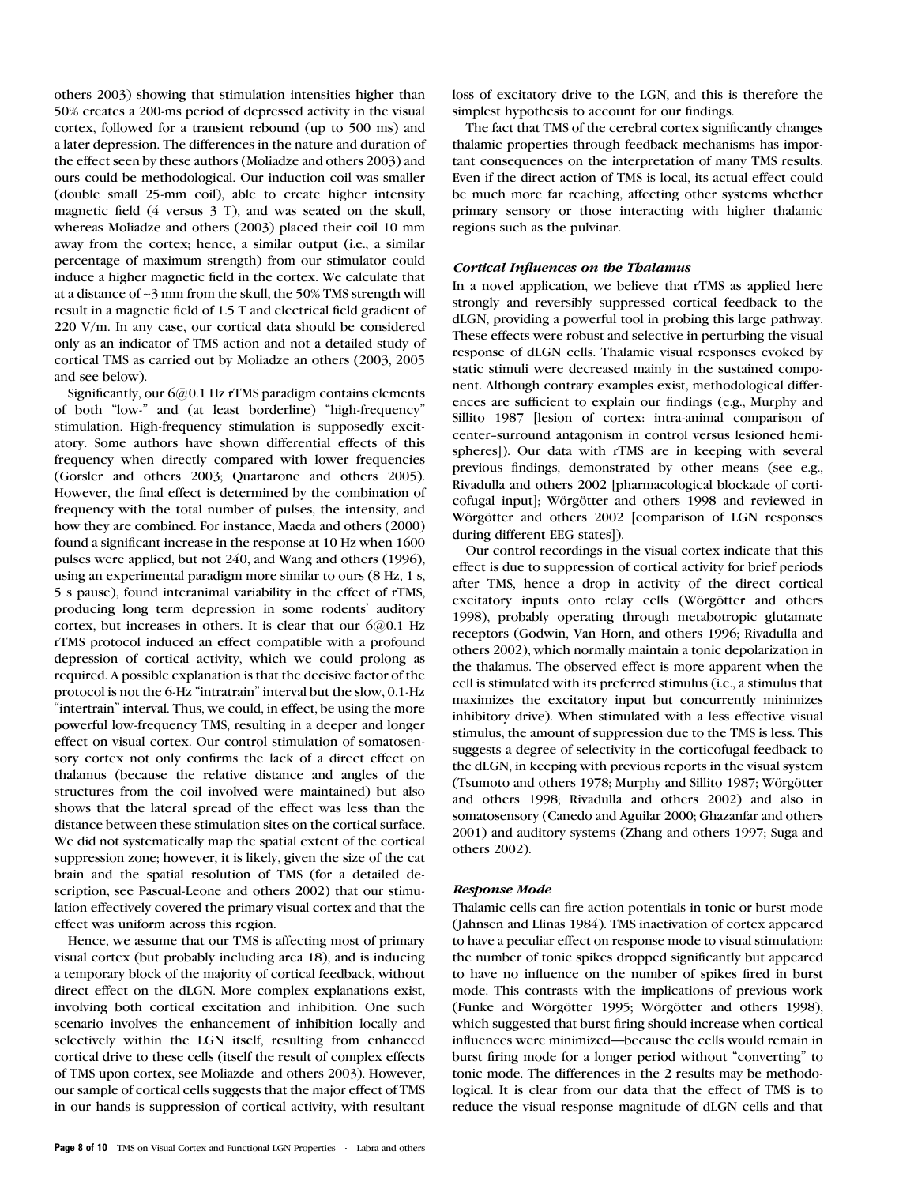others 2003) showing that stimulation intensities higher than 50% creates a 200-ms period of depressed activity in the visual cortex, followed for a transient rebound (up to 500 ms) and a later depression. The differences in the nature and duration of the effect seen by these authors (Moliadze and others 2003) and ours could be methodological. Our induction coil was smaller (double small 25-mm coil), able to create higher intensity magnetic field (4 versus 3 T), and was seated on the skull, whereas Moliadze and others (2003) placed their coil 10 mm away from the cortex; hence, a similar output (i.e., a similar percentage of maximum strength) from our stimulator could induce a higher magnetic field in the cortex. We calculate that at a distance of ~3 mm from the skull, the 50% TMS strength will result in a magnetic field of 1.5 T and electrical field gradient of 220 V/m. In any case, our cortical data should be considered only as an indicator of TMS action and not a detailed study of cortical TMS as carried out by Moliadze an others (2003, 2005 and see below).

Significantly, our 6@0.1 Hz rTMS paradigm contains elements of both "low-" and (at least borderline) "high-frequency" stimulation. High-frequency stimulation is supposedly excitatory. Some authors have shown differential effects of this frequency when directly compared with lower frequencies (Gorsler and others 2003; Quartarone and others 2005). However, the final effect is determined by the combination of frequency with the total number of pulses, the intensity, and how they are combined. For instance, Maeda and others (2000) found a significant increase in the response at 10 Hz when 1600 pulses were applied, but not 240, and Wang and others (1996), using an experimental paradigm more similar to ours (8 Hz, 1 s, 5 s pause), found interanimal variability in the effect of rTMS, producing long term depression in some rodents' auditory cortex, but increases in others. It is clear that our 6@0.1 Hz rTMS protocol induced an effect compatible with a profound depression of cortical activity, which we could prolong as required. A possible explanation is that the decisive factor of the protocol is not the 6-Hz "intratrain" interval but the slow, 0.1-Hz "intertrain" interval. Thus, we could, in effect, be using the more powerful low-frequency TMS, resulting in a deeper and longer effect on visual cortex. Our control stimulation of somatosensory cortex not only confirms the lack of a direct effect on thalamus (because the relative distance and angles of the structures from the coil involved were maintained) but also shows that the lateral spread of the effect was less than the distance between these stimulation sites on the cortical surface. We did not systematically map the spatial extent of the cortical suppression zone; however, it is likely, given the size of the cat brain and the spatial resolution of TMS (for a detailed description, see Pascual-Leone and others 2002) that our stimulation effectively covered the primary visual cortex and that the effect was uniform across this region.

Hence, we assume that our TMS is affecting most of primary visual cortex (but probably including area 18), and is inducing a temporary block of the majority of cortical feedback, without direct effect on the dLGN. More complex explanations exist, involving both cortical excitation and inhibition. One such scenario involves the enhancement of inhibition locally and selectively within the LGN itself, resulting from enhanced cortical drive to these cells (itself the result of complex effects of TMS upon cortex, see Moliazde and others 2003). However, our sample of cortical cells suggests that the major effect of TMS in our hands is suppression of cortical activity, with resultant loss of excitatory drive to the LGN, and this is therefore the simplest hypothesis to account for our findings.

The fact that TMS of the cerebral cortex significantly changes thalamic properties through feedback mechanisms has important consequences on the interpretation of many TMS results. Even if the direct action of TMS is local, its actual effect could be much more far reaching, affecting other systems whether primary sensory or those interacting with higher thalamic regions such as the pulvinar.

### *Cortical Influences on the Thalamus*

In a novel application, we believe that rTMS as applied here strongly and reversibly suppressed cortical feedback to the dLGN, providing a powerful tool in probing this large pathway. These effects were robust and selective in perturbing the visual response of dLGN cells. Thalamic visual responses evoked by static stimuli were decreased mainly in the sustained component. Although contrary examples exist, methodological differences are sufficient to explain our findings (e.g., Murphy and Sillito 1987 [lesion of cortex: intra-animal comparison of center–surround antagonism in control versus lesioned hemispheres]). Our data with rTMS are in keeping with several previous findings, demonstrated by other means (see e.g., Rivadulla and others 2002 [pharmacological blockade of corticofugal input]; Wörgötter and others 1998 and reviewed in Wörgötter and others 2002 [comparison of LGN responses during different EEG states]).

Our control recordings in the visual cortex indicate that this effect is due to suppression of cortical activity for brief periods after TMS, hence a drop in activity of the direct cortical excitatory inputs onto relay cells (Wörgötter and others 1998), probably operating through metabotropic glutamate receptors (Godwin, Van Horn, and others 1996; Rivadulla and others 2002), which normally maintain a tonic depolarization in the thalamus. The observed effect is more apparent when the cell is stimulated with its preferred stimulus (i.e., a stimulus that maximizes the excitatory input but concurrently minimizes inhibitory drive). When stimulated with a less effective visual stimulus, the amount of suppression due to the TMS is less. This suggests a degree of selectivity in the corticofugal feedback to the dLGN, in keeping with previous reports in the visual system (Tsumoto and others 1978; Murphy and Sillito 1987; Wörgötter and others 1998; Rivadulla and others 2002) and also in somatosensory (Canedo and Aguilar 2000; Ghazanfar and others 2001) and auditory systems (Zhang and others 1997; Suga and others 2002).

### *Response Mode*

Thalamic cells can fire action potentials in tonic or burst mode (Jahnsen and Llinas 1984). TMS inactivation of cortex appeared to have a peculiar effect on response mode to visual stimulation: the number of tonic spikes dropped significantly but appeared to have no influence on the number of spikes fired in burst mode. This contrasts with the implications of previous work (Funke and Wörgötter 1995; Wörgötter and others 1998), which suggested that burst firing should increase when cortical influences were minimized—because the cells would remain in burst firing mode for a longer period without "converting" to tonic mode. The differences in the 2 results may be methodological. It is clear from our data that the effect of TMS is to reduce the visual response magnitude of dLGN cells and that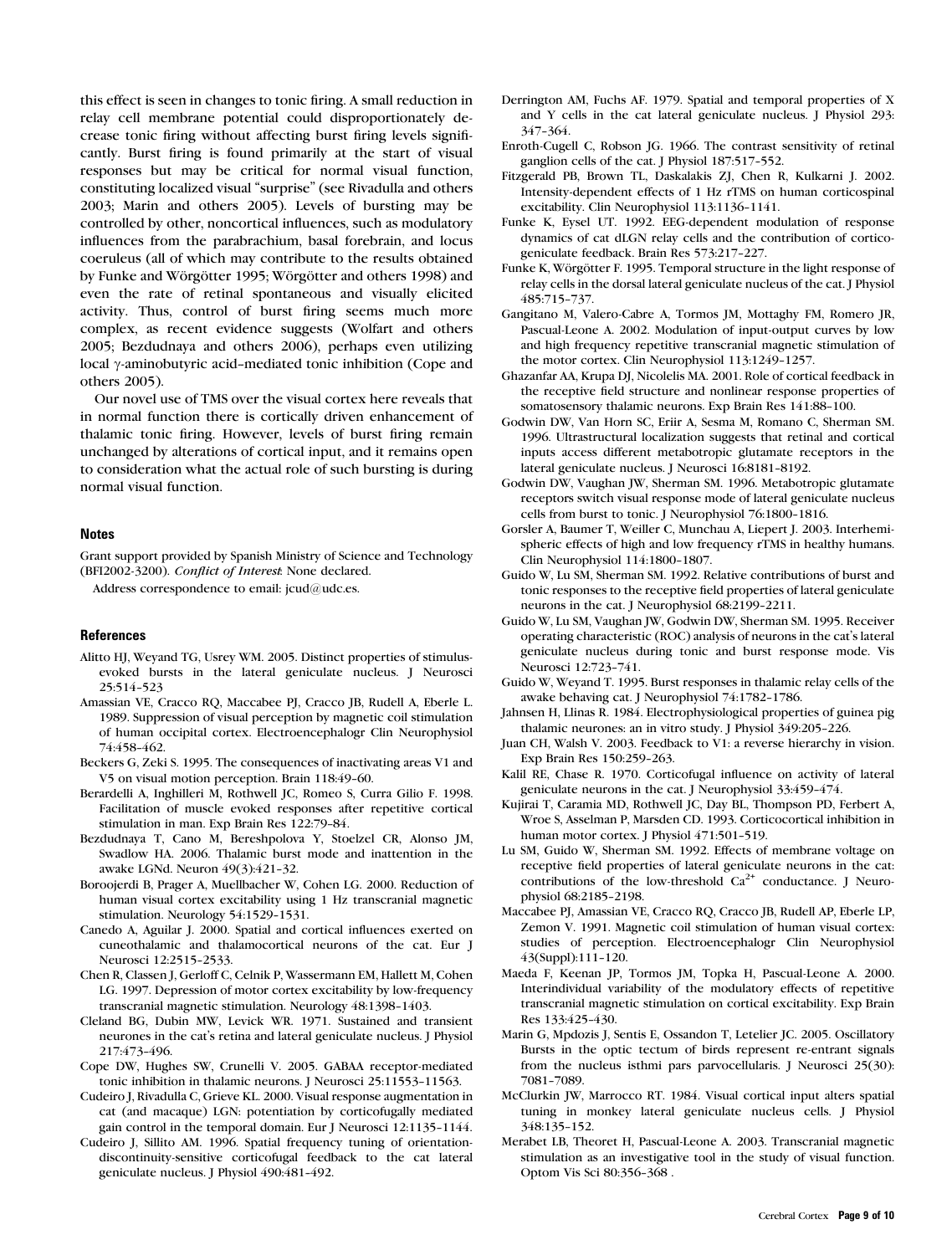this effect is seen in changes to tonic firing. A small reduction in relay cell membrane potential could disproportionately decrease tonic firing without affecting burst firing levels significantly. Burst firing is found primarily at the start of visual responses but may be critical for normal visual function, constituting localized visual "surprise" (see Rivadulla and others 2003; Marin and others 2005). Levels of bursting may be controlled by other, noncortical influences, such as modulatory influences from the parabrachium, basal forebrain, and locus coeruleus (all of which may contribute to the results obtained by Funke and Wörgötter 1995; Wörgötter and others 1998) and even the rate of retinal spontaneous and visually elicited activity. Thus, control of burst firing seems much more complex, as recent evidence suggests (Wolfart and others 2005; Bezdudnaya and others 2006), perhaps even utilizing local γ-aminobutyric acid–mediated tonic inhibition (Cope and others 2005).

Our novel use of TMS over the visual cortex here reveals that in normal function there is cortically driven enhancement of thalamic tonic firing. However, levels of burst firing remain unchanged by alterations of cortical input, and it remains open to consideration what the actual role of such bursting is during normal visual function.

## Notes

Grant support provided by Spanish Ministry of Science and Technology (BFI2002-3200). *Conflict of Interest*: None declared.

Address correspondence to email: jcud@udc.es.

## References

Alitto HJ, Weyand TG, Usrey WM. 2005. Distinct properties of stimulus-evoked bursts in the lateral geniculate nucleus. J Neurosci 25:514–523

Amassian VE, Cracco RQ, Maccabee PJ, Cracco JB, Rudell A, Eberle L. 1989. Suppression of visual perception by magnetic coil stimulation of human occipital cortex. Electroencephalogr Clin Neurophysiol 74:458–462.

Beckers G, Zeki S. 1995. The consequences of inactivating areas V1 and V5 on visual motion perception. Brain 118:49–60.

Berardelli A, Inghilleri M, Rothwell JC, Romeo S, Curra Gilio F. 1998. Facilitation of muscle evoked responses after repetitive cortical stimulation in man. Exp Brain Res 122:79–84.

Bezdudnaya T, Cano M, Bereshpolova Y, Stoelzel CR, Alonso JM, Swadlow HA. 2006. Thalamic burst mode and inattention in the awake LGNd. Neuron 49(3):421–32.

Boroojerdi B, Prager A, Muellbacher W, Cohen LG. 2000. Reduction of human visual cortex excitability using 1 Hz transcranial magnetic stimulation. Neurology 54:1529–1531.

Canedo A, Aguilar J. 2000. Spatial and cortical influences exerted on cuneothalamic and thalamocortical neurons of the cat. Eur J Neurosci 12:2515–2533.

Chen R, Classen J, Gerloff C, Celnik P, Wassermann EM, Hallett M, Cohen LG. 1997. Depression of motor cortex excitability by low-frequency transcranial magnetic stimulation. Neurology 48:1398–1403.

Cleland BG, Dubin MW, Levick WR. 1971. Sustained and transient neurones in the cat's retina and lateral geniculate nucleus. J Physiol 217:473–496.

Cope DW, Hughes SW, Crunelli V. 2005. GABAA receptor-mediated tonic inhibition in thalamic neurons. J Neurosci 25:11553–11563.

Cudeiro J, Rivadulla C, Grieve KL. 2000. Visual response augmentation in cat (and macaque) LGN: potentiation by corticofugally mediated gain control in the temporal domain. Eur J Neurosci 12:1135–1144.

Cudeiro J, Sillito AM. 1996. Spatial frequency tuning of orientation-discontinuity-sensitive corticofugal feedback to the cat lateral geniculate nucleus. J Physiol 490:481–492.

Derrington AM, Fuchs AF. 1979. Spatial and temporal properties of X and Y cells in the cat lateral geniculate nucleus. J Physiol 293: 347–364.

Enroth-Cugell C, Robson JG. 1966. The contrast sensitivity of retinal ganglion cells of the cat. J Physiol 187:517–552.

Fitzgerald PB, Brown TL, Daskalakis ZJ, Chen R, Kulkarni J. 2002. Intensity-dependent effects of 1 Hz rTMS on human corticospinal excitability. Clin Neurophysiol 113:1136–1141.

Funke K, Eysel UT. 1992. EEG-dependent modulation of response dynamics of cat dLGN relay cells and the contribution of corticogeniculate feedback. Brain Res 573:217–227.

Funke K, Wörgötter F. 1995. Temporal structure in the light response of relay cells in the dorsal lateral geniculate nucleus of the cat. J Physiol 485:715–737.

Gangitano M, Valero-Cabre A, Tormos JM, Mottaghy FM, Romero JR, Pascual-Leone A. 2002. Modulation of input-output curves by low and high frequency repetitive transcranial magnetic stimulation of the motor cortex. Clin Neurophysiol 113:1249–1257.

Ghazanfar AA, Krupa DJ, Nicolelis MA. 2001. Role of cortical feedback in the receptive field structure and nonlinear response properties of somatosensory thalamic neurons. Exp Brain Res 141:88–100.

Godwin DW, Van Horn SC, Eriir A, Sesma M, Romano C, Sherman SM. 1996. Ultrastructural localization suggests that retinal and cortical inputs access different metabotropic glutamate receptors in the lateral geniculate nucleus. J Neurosci 16:8181–8192.

Godwin DW, Vaughan JW, Sherman SM. 1996. Metabotropic glutamate receptors switch visual response mode of lateral geniculate nucleus cells from burst to tonic. J Neurophysiol 76:1800–1816.

Gorsler A, Baumer T, Weiller C, Munchau A, Liepert J. 2003. Interhemispheric effects of high and low frequency rTMS in healthy humans. Clin Neurophysiol 114:1800–1807.

Guido W, Lu SM, Sherman SM. 1992. Relative contributions of burst and tonic responses to the receptive field properties of lateral geniculate neurons in the cat. J Neurophysiol 68:2199–2211.

Guido W, Lu SM, Vaughan JW, Godwin DW, Sherman SM. 1995. Receiver operating characteristic (ROC) analysis of neurons in the cat's lateral geniculate nucleus during tonic and burst response mode. Vis Neurosci 12:723–741.

Guido W, Weyand T. 1995. Burst responses in thalamic relay cells of the awake behaving cat. J Neurophysiol 74:1782–1786.

Jahnsen H, Llinas R. 1984. Electrophysiological properties of guinea pig thalamic neurones: an in vitro study. J Physiol 349:205–226.

Juan CH, Walsh V. 2003. Feedback to V1: a reverse hierarchy in vision. Exp Brain Res 150:259–263.

Kalil RE, Chase R. 1970. Corticofugal influence on activity of lateral geniculate neurons in the cat. J Neurophysiol 33:459–474.

Kujirai T, Caramia MD, Rothwell JC, Day BL, Thompson PD, Ferbert A, Wroe S, Asselman P, Marsden CD. 1993. Corticocortical inhibition in human motor cortex. J Physiol 471:501–519.

Lu SM, Guido W, Sherman SM. 1992. Effects of membrane voltage on receptive field properties of lateral geniculate neurons in the cat: contributions of the low-threshold $Ca^{2+}$ conductance. J Neurophysiol 68:2185–2198.

Maccabee PJ, Amassian VE, Cracco RQ, Cracco JB, Rudell AP, Eberle LP, Zemon V. 1991. Magnetic coil stimulation of human visual cortex: studies of perception. Electroencephalogr Clin Neurophysiol 43(Suppl):111–120.

Maeda F, Keenan JP, Tormos JM, Topka H, Pascual-Leone A. 2000. Interindividual variability of the modulatory effects of repetitive transcranial magnetic stimulation on cortical excitability. Exp Brain Res 133:425–430.

Marin G, Mpdozis J, Sentis E, Ossandon T, Letelier JC. 2005. Oscillatory Bursts in the optic tectum of birds represent re-entrant signals from the nucleus isthmi pars parvocellularis. J Neurosci 25(30): 7081–7089.

McClurkin JW, Marrocco RT. 1984. Visual cortical input alters spatial tuning in monkey lateral geniculate nucleus cells. J Physiol 348:135–152.

Merabet LB, Theoret H, Pascual-Leone A. 2003. Transcranial magnetic stimulation as an investigative tool in the study of visual function. Optom Vis Sci 80:356–368 .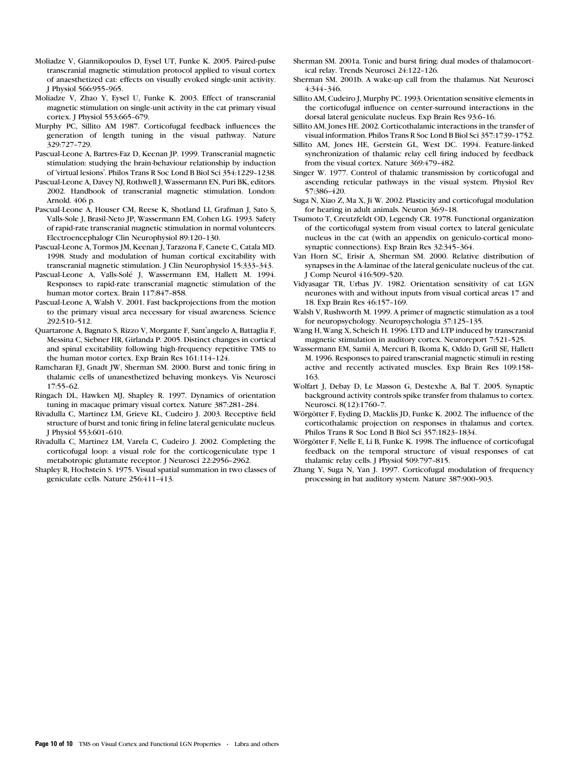Moliadze V, Giannikopoulos D, Eysel UT, Funke K. 2005. Paired-pulse transcranial magnetic stimulation protocol applied to visual cortex of anaesthetized cat: effects on visually evoked single-unit activity. J Physiol 566:955–965.

Moliadze V, Zhao Y, Eysel U, Funke K. 2003. Effect of transcranial magnetic stimulation on single-unit activity in the cat primary visual cortex. J Physiol 553:665–679.

Murphy PC, Sillito AM 1987. Corticofugal feedback influences the generation of length tuning in the visual pathway. Nature 329:727–729.

Pascual-Leone A, Bartres-Faz D, Keenan JP. 1999. Transcranial magnetic stimulation: studying the brain-behaviour relationship by induction of 'virtual lesions'. Philos Trans R Soc Lond B Biol Sci 354:1229–1238.

Pascual-Leone A, Davey NJ, Rothwell J, Wassermann EN, Puri BK, editors. 2002. Handbook of transcranial magnetic stimulation. London: Arnold. 406 p.

Pascual-Leone A, Houser CM, Reese K, Shotland LI, Grafman J, Sato S, Valls-Sole J, Brasil-Neto JP, Wassermann EM, Cohen LG. 1993. Safety of rapid-rate transcranial magnetic stimulation in normal volunteers. Electroencephalogr Clin Neurophysiol 89:120–130.

Pascual-Leone A, Tormos JM, Keenan J, Tarazona F, Canete C, Catala MD. 1998. Study and modulation of human cortical excitability with transcranial magnetic stimulation. J Clin Neurophysiol 15:333–343.

Pascual-Leone A, Valls-Solé J, Wassermann EM, Hallett M. 1994. Responses to rapid-rate transcranial magnetic stimulation of the human motor cortex. Brain 117:847–858.

Pascual-Leone A, Walsh V. 2001. Fast backprojections from the motion to the primary visual area necessary for visual awareness. Science 292:510–512.

Quartarone A, Bagnato S, Rizzo V, Morgante F, Sant'angelo A, Battaglia F, Messina C, Siebner HR, Girlanda P. 2005. Distinct changes in cortical and spinal excitability following high-frequency repetitive TMS to the human motor cortex. Exp Brain Res 161:114–124.

Ramcharan EJ, Gnadt JW, Sherman SM. 2000. Burst and tonic firing in thalamic cells of unanesthetized behaving monkeys. Vis Neurosci 17:55–62.

Ringach DL, Hawken MJ, Shapley R. 1997. Dynamics of orientation tuning in macaque primary visual cortex. Nature 387:281–284.

Rivadulla C, Martinez LM, Grieve KL, Cudeiro J. 2003. Receptive field structure of burst and tonic firing in feline lateral geniculate nucleus. J Physiol 553:601–610.

Rivadulla C, Martinez LM, Varela C, Cudeiro J. 2002. Completing the corticofugal loop: a visual role for the corticogeniculate type 1 metabotropic glutamate receptor. J Neurosci 22:2956–2962.

Shapley R, Hochstein S. 1975. Visual spatial summation in two classes of geniculate cells. Nature 256:411–413.

Sherman SM. 2001a. Tonic and burst firing: dual modes of thalamocortical relay. Trends Neurosci 24:122–126.

Sherman SM. 2001b. A wake-up call from the thalamus. Nat Neurosci 4:344–346.

Sillito AM, Cudeiro J, Murphy PC. 1993. Orientation sensitive elements in the corticofugal influence on center-surround interactions in the dorsal lateral geniculate nucleus. Exp Brain Res 93:6–16.

Sillito AM, Jones HE. 2002. Corticothalamic interactions in the transfer of visual information. Philos Trans R Soc Lond B Biol Sci 357:1739–1752.

Sillito AM, Jones HE, Gerstein GL, West DC. 1994. Feature-linked synchronization of thalamic relay cell firing induced by feedback from the visual cortex. Nature 369:479–482.

Singer W. 1977. Control of thalamic transmission by corticofugal and ascending reticular pathways in the visual system. Physiol Rev 57:386–420.

Suga N, Xiao Z, Ma X, Ji W. 2002. Plasticity and corticofugal modulation for hearing in adult animals. Neuron 36:9–18.

Tsumoto T, Creutzfeldt OD, Legendy CR. 1978. Functional organization of the corticofugal system from visual cortex to lateral geniculate nucleus in the cat (with an appendix on geniculo-cortical monosynaptic connections). Exp Brain Res 32:345–364.

Van Horn SC, Erisir A, Sherman SM. 2000. Relative distribution of synapses in the A-laminae of the lateral geniculate nucleus of the cat. J Comp Neurol 416:509–520.

Vidyasagar TR, Urbas JV. 1982. Orientation sensitivity of cat LGN neurones with and without inputs from visual cortical areas 17 and 18. Exp Brain Res 46:157–169.

Walsh V, Rushworth M. 1999. A primer of magnetic stimulation as a tool for neuropsychology. Neuropsychologia 37:125–135.

Wang H, Wang X, Scheich H. 1996. LTD and LTP induced by transcranial magnetic stimulation in auditory cortex. Neuroreport 7:521–525.

Wassermann EM, Samii A, Mercuri B, Ikoma K, Oddo D, Grill SE, Hallett M. 1996. Responses to paired transcranial magnetic stimuli in resting active and recently activated muscles. Exp Brain Res 109:158–163.

Wolfart J, Debay D, Le Masson G, Destexhe A, Bal T. 2005. Synaptic background activity controls spike transfer from thalamus to cortex. Neurosci. 8(12):1760–7.

Wörgötter F, Eyding D, Macklis JD, Funke K. 2002. The influence of the corticothalamic projection on responses in thalamus and cortex. Philos Trans R Soc Lond B Biol Sci 357:1823–1834.

Wörgötter F, Nelle E, Li B, Funke K. 1998. The influence of corticofugal feedback on the temporal structure of visual responses of cat thalamic relay cells. J Physiol 509:797–815.

Zhang Y, Suga N, Yan J. 1997. Corticofugal modulation of frequency processing in bat auditory system. Nature 387:900–903.